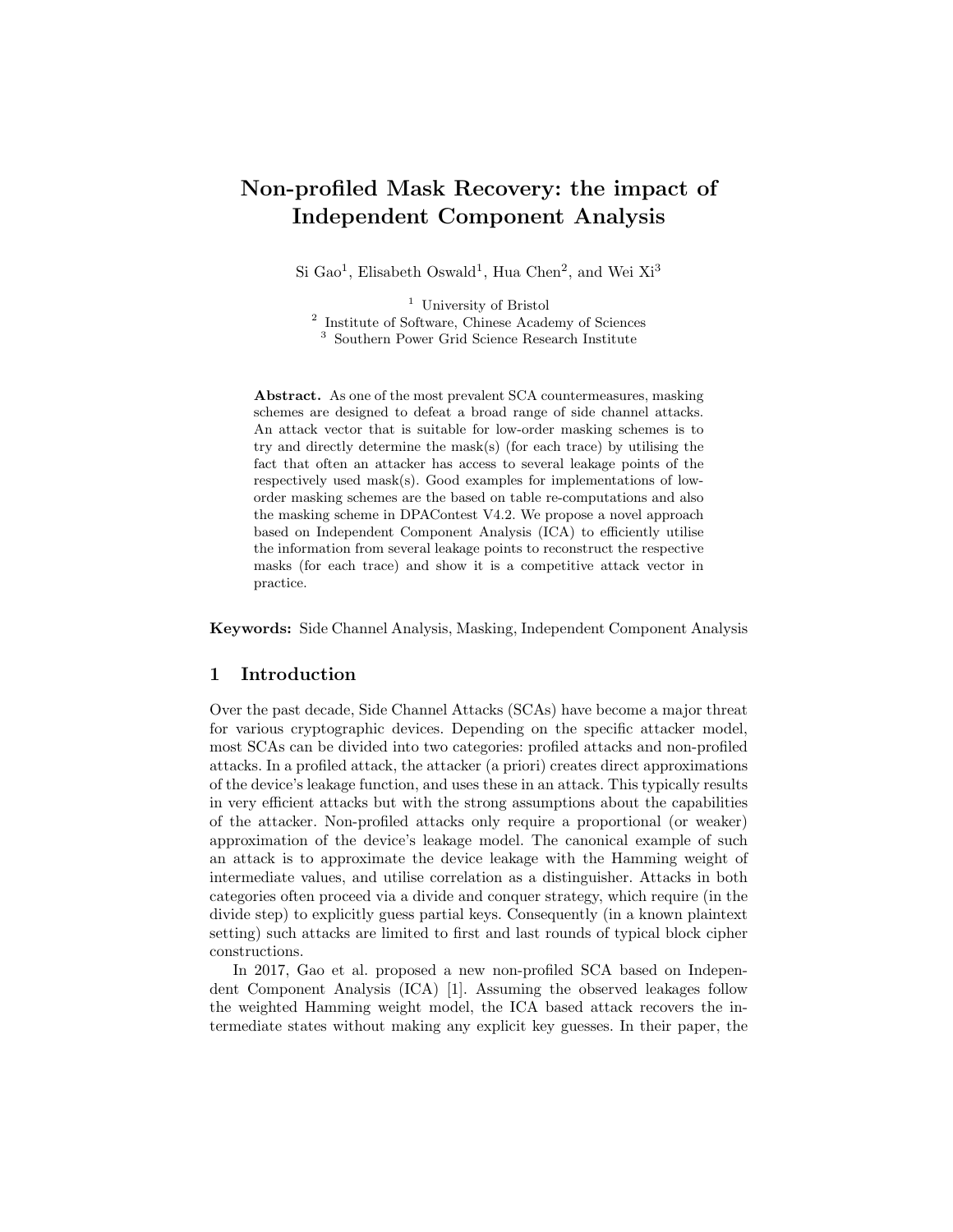# Non-profiled Mask Recovery: the impact of Independent Component Analysis

Si Gao[1], Elisabeth Oswald[1], Hua Chen[2], and Wei Xi[3]

[1] University of Bristol
[2] Institute of Software, Chinese Academy of Sciences
[3] Southern Power Grid Science Research Institute

**Abstract.** As one of the most prevalent SCA countermeasures, masking schemes are designed to defeat a broad range of side channel attacks. An attack vector that is suitable for low-order masking schemes is to try and directly determine the mask(s) (for each trace) by utilising the fact that often an attacker has access to several leakage points of the respectively used mask(s). Good examples for implementations of low-order masking schemes are the based on table re-computations and also the masking scheme in DPAContest V4.2. We propose a novel approach based on Independent Component Analysis (ICA) to efficiently utilise the information from several leakage points to reconstruct the respective masks (for each trace) and show it is a competitive attack vector in practice.

**Keywords:** Side Channel Analysis, Masking, Independent Component Analysis

## 1 Introduction

Over the past decade, Side Channel Attacks (SCAs) have become a major threat for various cryptographic devices. Depending on the specific attacker model, most SCAs can be divided into two categories: profiled attacks and non-profiled attacks. In a profiled attack, the attacker (a priori) creates direct approximations of the device's leakage function, and uses these in an attack. This typically results in very efficient attacks but with the strong assumptions about the capabilities of the attacker. Non-profiled attacks only require a proportional (or weaker) approximation of the device's leakage model. The canonical example of such an attack is to approximate the device leakage with the Hamming weight of intermediate values, and utilise correlation as a distinguisher. Attacks in both categories often proceed via a divide and conquer strategy, which require (in the divide step) to explicitly guess partial keys. Consequently (in a known plaintext setting) such attacks are limited to first and last rounds of typical block cipher constructions.

In 2017, Gao et al. proposed a new non-profiled SCA based on Independent Component Analysis (ICA) [1]. Assuming the observed leakages follow the weighted Hamming weight model, the ICA based attack recovers the intermediate states without making any explicit key guesses. In their paper, the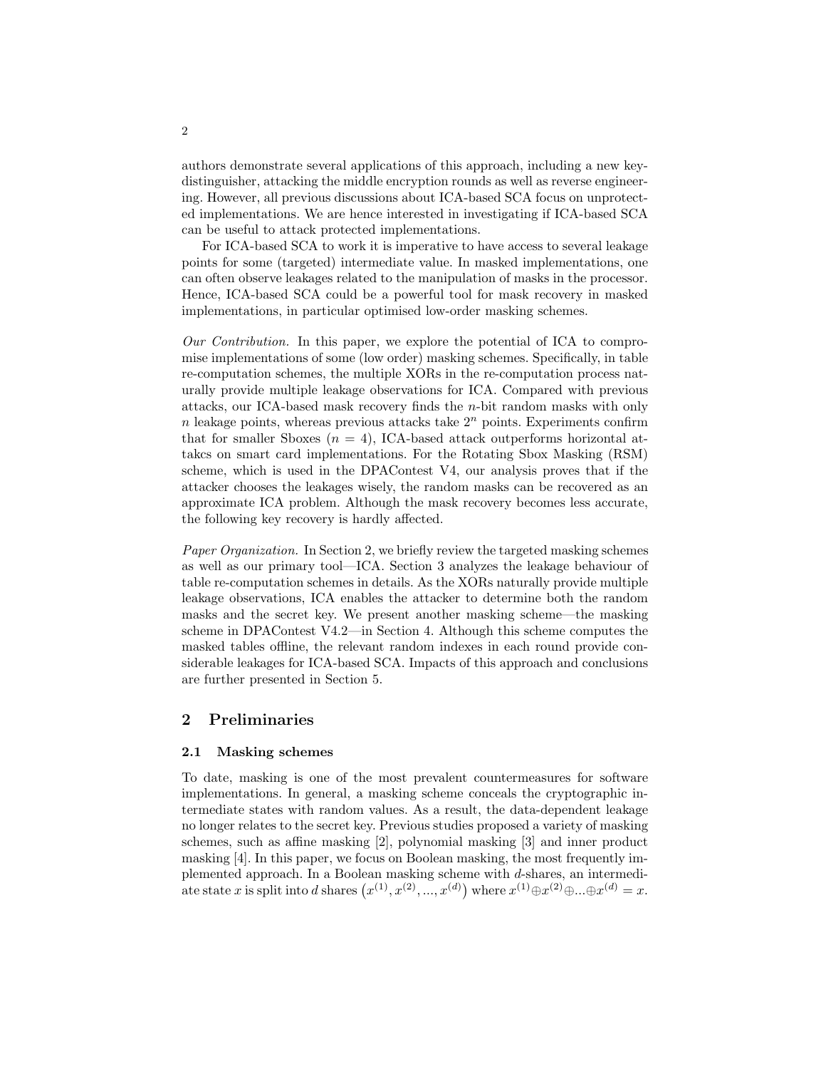authors demonstrate several applications of this approach, including a new key-distinguisher, attacking the middle encryption rounds as well as reverse engineering. However, all previous discussions about ICA-based SCA focus on unprotected implementations. We are hence interested in investigating if ICA-based SCA can be useful to attack protected implementations.

For ICA-based SCA to work it is imperative to have access to several leakage points for some (targeted) intermediate value. In masked implementations, one can often observe leakages related to the manipulation of masks in the processor. Hence, ICA-based SCA could be a powerful tool for mask recovery in masked implementations, in particular optimised low-order masking schemes.

*Our Contribution.* In this paper, we explore the potential of ICA to compromise implementations of some (low order) masking schemes. Specifically, in table re-computation schemes, the multiple XORs in the re-computation process naturally provide multiple leakage observations for ICA. Compared with previous attacks, our ICA-based mask recovery finds the $n$-bit random masks with only $n$ leakage points, whereas previous attacks take $2^n$ points. Experiments confirm that for smaller Sboxes ($n = 4$), ICA-based attack outperforms horizontal attakcs on smart card implementations. For the Rotating Sbox Masking (RSM) scheme, which is used in the DPAContest V4, our analysis proves that if the attacker chooses the leakages wisely, the random masks can be recovered as an approximate ICA problem. Although the mask recovery becomes less accurate, the following key recovery is hardly affected.

*Paper Organization.* In Section 2, we briefly review the targeted masking schemes as well as our primary tool—ICA. Section 3 analyzes the leakage behaviour of table re-computation schemes in details. As the XORs naturally provide multiple leakage observations, ICA enables the attacker to determine both the random masks and the secret key. We present another masking scheme—the masking scheme in DPAContest V4.2—in Section 4. Although this scheme computes the masked tables offline, the relevant random indexes in each round provide considerable leakages for ICA-based SCA. Impacts of this approach and conclusions are further presented in Section 5.

## 2 Preliminaries

### 2.1 Masking schemes

To date, masking is one of the most prevalent countermeasures for software implementations. In general, a masking scheme conceals the cryptographic intermediate states with random values. As a result, the data-dependent leakage no longer relates to the secret key. Previous studies proposed a variety of masking schemes, such as affine masking [2], polynomial masking [3] and inner product masking [4]. In this paper, we focus on Boolean masking, the most frequently implemented approach. In a Boolean masking scheme with $d$-shares, an intermediate state $x$ is split into $d$ shares $\left(x^{(1)}, x^{(2)}, ..., x^{(d)}\right)$ where $x^{(1)} \oplus x^{(2)} \oplus ... \oplus x^{(d)} = x$.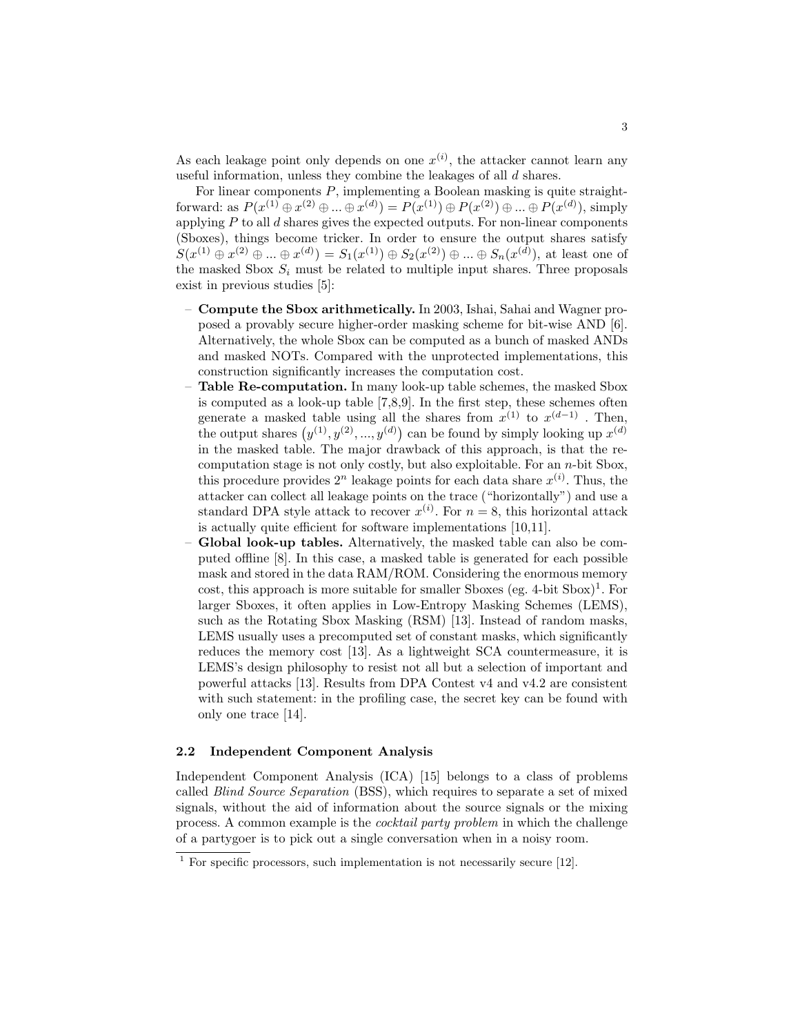As each leakage point only depends on one $x^{(i)}$, the attacker cannot learn any useful information, unless they combine the leakages of all $d$ shares.

For linear components $P$, implementing a Boolean masking is quite straightforward: as $P(x^{(1)} \oplus x^{(2)} \oplus ... \oplus x^{(d)}) = P(x^{(1)}) \oplus P(x^{(2)}) \oplus ... \oplus P(x^{(d)})$, simply applying $P$ to all $d$ shares gives the expected outputs. For non-linear components (Sboxes), things become tricker. In order to ensure the output shares satisfy $S(x^{(1)} \oplus x^{(2)} \oplus ... \oplus x^{(d)}) = S_1(x^{(1)}) \oplus S_2(x^{(2)}) \oplus ... \oplus S_n(x^{(d)})$, at least one of the masked Sbox $S_i$ must be related to multiple input shares. Three proposals exist in previous studies [5]:

- **Compute the Sbox arithmetically.** In 2003, Ishai, Sahai and Wagner proposed a provably secure higher-order masking scheme for bit-wise AND [6]. Alternatively, the whole Sbox can be computed as a bunch of masked ANDs and masked NOTs. Compared with the unprotected implementations, this construction significantly increases the computation cost.
- **Table Re-computation.** In many look-up table schemes, the masked Sbox is computed as a look-up table [7,8,9]. In the first step, these schemes often generate a masked table using all the shares from $x^{(1)}$ to $x^{(d-1)}$ . Then, the output shares $\left(y^{(1)}, y^{(2)}, ..., y^{(d)}\right)$ can be found by simply looking up $x^{(d)}$ in the masked table. The major drawback of this approach, is that the re-computation stage is not only costly, but also exploitable. For an $n$-bit Sbox, this procedure provides $2^n$ leakage points for each data share $x^{(i)}$. Thus, the attacker can collect all leakage points on the trace ("horizontally") and use a standard DPA style attack to recover $x^{(i)}$. For $n = 8$, this horizontal attack is actually quite efficient for software implementations [10,11].
- **Global look-up tables.** Alternatively, the masked table can also be computed offline [8]. In this case, a masked table is generated for each possible mask and stored in the data RAM/ROM. Considering the enormous memory cost, this approach is more suitable for smaller Sboxes (eg. 4-bit Sbox)[1]. For larger Sboxes, it often applies in Low-Entropy Masking Schemes (LEMS), such as the Rotating Sbox Masking (RSM) [13]. Instead of random masks, LEMS usually uses a precomputed set of constant masks, which significantly reduces the memory cost [13]. As a lightweight SCA countermeasure, it is LEMS's design philosophy to resist not all but a selection of important and powerful attacks [13]. Results from DPA Contest v4 and v4.2 are consistent with such statement: in the profiling case, the secret key can be found with only one trace [14].

### 2.2 Independent Component Analysis

Independent Component Analysis (ICA) [15] belongs to a class of problems called *Blind Source Separation* (BSS), which requires to separate a set of mixed signals, without the aid of information about the source signals or the mixing process. A common example is the *cocktail party problem* in which the challenge of a partygoer is to pick out a single conversation when in a noisy room.

---

[1] For specific processors, such implementation is not necessarily secure [12].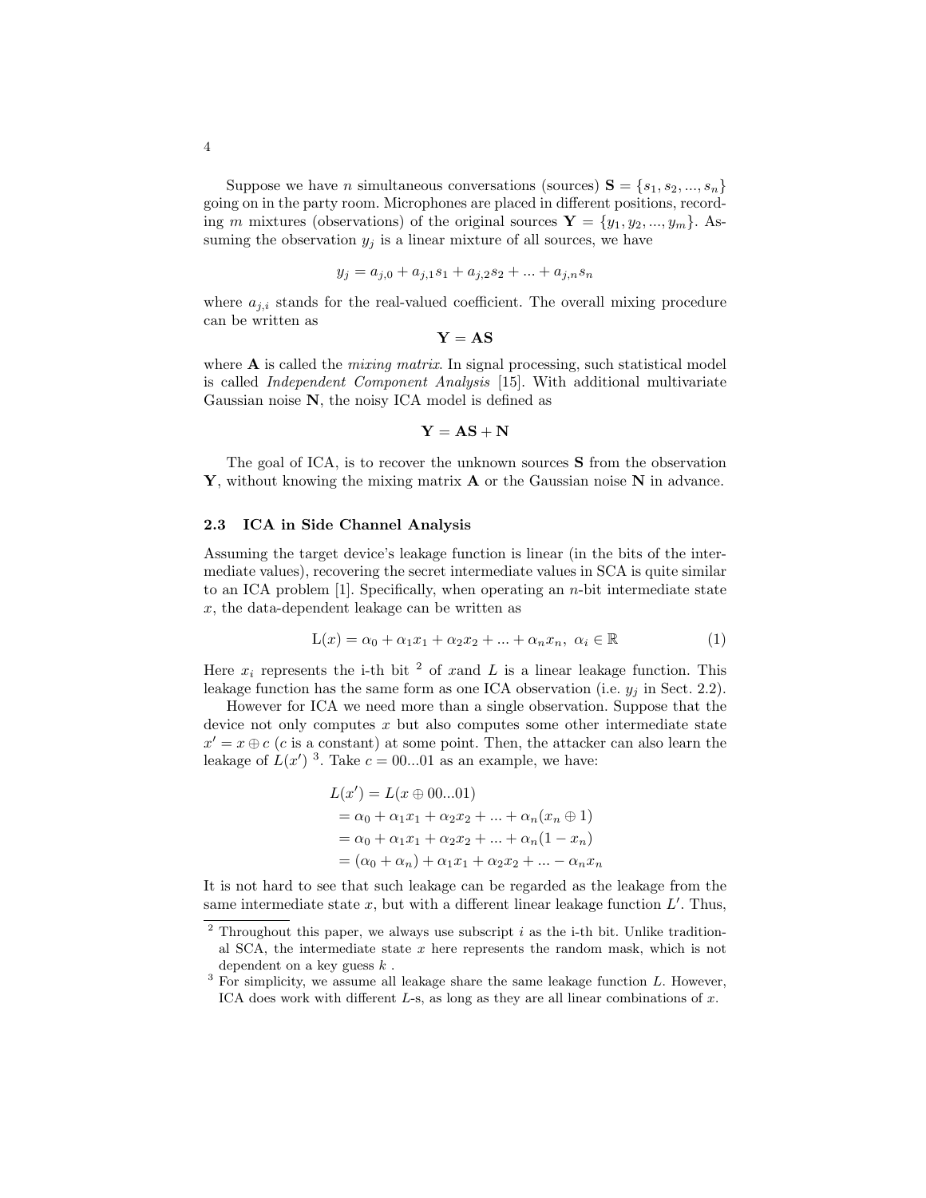Suppose we have $n$ simultaneous conversations (sources) $\mathbf{S} = \{s_1, s_2, ..., s_n\}$ going on in the party room. Microphones are placed in different positions, recording $m$ mixtures (observations) of the original sources $\mathbf{Y} = \{y_1, y_2, ..., y_m\}$. Assuming the observation $y_j$ is a linear mixture of all sources, we have

$$y_j = a_{j,0} + a_{j,1}s_1 + a_{j,2}s_2 + ... + a_{j,n}s_n$$

where $a_{j,i}$ stands for the real-valued coefficient. The overall mixing procedure can be written as

$$\mathbf{Y} = \mathbf{AS}$$

where $\mathbf{A}$ is called the *mixing matrix*. In signal processing, such statistical model is called *Independent Component Analysis* [15]. With additional multivariate Gaussian noise $\mathbf{N}$, the noisy ICA model is defined as

$$\mathbf{Y} = \mathbf{AS} + \mathbf{N}$$

The goal of ICA, is to recover the unknown sources $\mathbf{S}$ from the observation $\mathbf{Y}$, without knowing the mixing matrix $\mathbf{A}$ or the Gaussian noise $\mathbf{N}$ in advance.

### 2.3 ICA in Side Channel Analysis

Assuming the target device's leakage function is linear (in the bits of the intermediate values), recovering the secret intermediate values in SCA is quite similar to an ICA problem [1]. Specifically, when operating an $n$-bit intermediate state $x$, the data-dependent leakage can be written as

$$\mathrm{L}(x) = \alpha_0 + \alpha_1 x_1 + \alpha_2 x_2 + ... + \alpha_n x_n,\ \alpha_i \in \mathbb{R} \tag{1}$$

Here $x_i$ represents the i-th bit [2] of $x$and $L$ is a linear leakage function. This leakage function has the same form as one ICA observation (i.e. $y_j$ in Sect. 2.2).

However for ICA we need more than a single observation. Suppose that the device not only computes $x$ but also computes some other intermediate state $x' = x \oplus c$ ($c$ is a constant) at some point. Then, the attacker can also learn the leakage of $L(x')$ [3]. Take $c = 00...01$ as an example, we have:

$$\begin{aligned}
L(x') &= L(x \oplus 00...01) \\
&= \alpha_0 + \alpha_1 x_1 + \alpha_2 x_2 + ... + \alpha_n(x_n \oplus 1) \\
&= \alpha_0 + \alpha_1 x_1 + \alpha_2 x_2 + ... + \alpha_n(1 - x_n) \\
&= (\alpha_0 + \alpha_n) + \alpha_1 x_1 + \alpha_2 x_2 + ... - \alpha_n x_n
\end{aligned}$$

It is not hard to see that such leakage can be regarded as the leakage from the same intermediate state $x$, but with a different linear leakage function $L'$. Thus,

[2] Throughout this paper, we always use subscript $i$ as the i-th bit. Unlike traditional SCA, the intermediate state $x$ here represents the random mask, which is not dependent on a key guess $k$ .

[3] For simplicity, we assume all leakage share the same leakage function $L$. However, ICA does work with different $L$-s, as long as they are all linear combinations of $x$.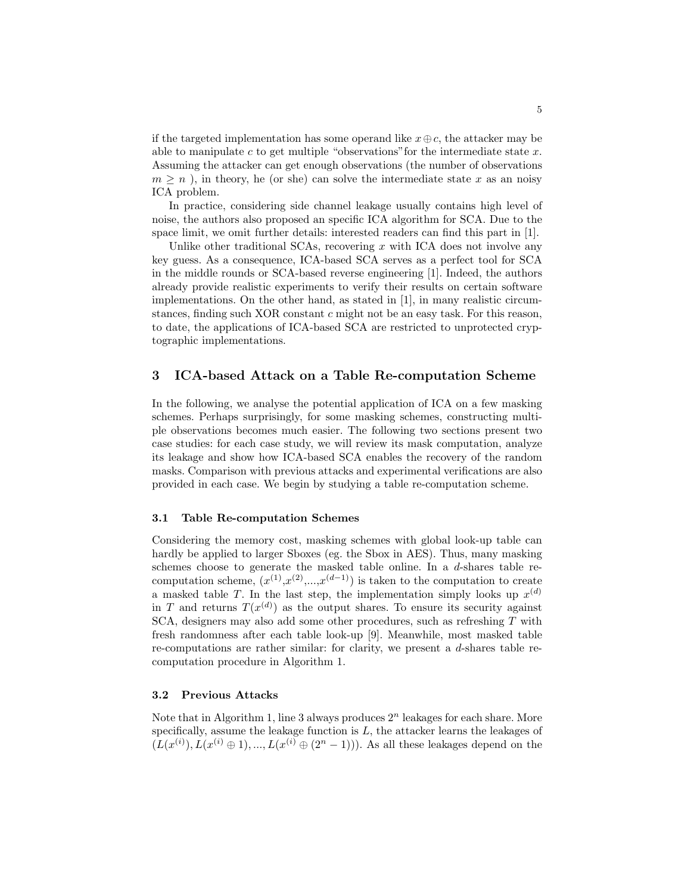if the targeted implementation has some operand like $x \oplus c$, the attacker may be able to manipulate $c$ to get multiple "observations"for the intermediate state $x$. Assuming the attacker can get enough observations (the number of observations $m \geq n$ ), in theory, he (or she) can solve the intermediate state $x$ as an noisy ICA problem.

In practice, considering side channel leakage usually contains high level of noise, the authors also proposed an specific ICA algorithm for SCA. Due to the space limit, we omit further details: interested readers can find this part in [1].

Unlike other traditional SCAs, recovering $x$ with ICA does not involve any key guess. As a consequence, ICA-based SCA serves as a perfect tool for SCA in the middle rounds or SCA-based reverse engineering [1]. Indeed, the authors already provide realistic experiments to verify their results on certain software implementations. On the other hand, as stated in [1], in many realistic circumstances, finding such XOR constant $c$ might not be an easy task. For this reason, to date, the applications of ICA-based SCA are restricted to unprotected cryptographic implementations.

## 3 ICA-based Attack on a Table Re-computation Scheme

In the following, we analyse the potential application of ICA on a few masking schemes. Perhaps surprisingly, for some masking schemes, constructing multiple observations becomes much easier. The following two sections present two case studies: for each case study, we will review its mask computation, analyze its leakage and show how ICA-based SCA enables the recovery of the random masks. Comparison with previous attacks and experimental verifications are also provided in each case. We begin by studying a table re-computation scheme.

### 3.1 Table Re-computation Schemes

Considering the memory cost, masking schemes with global look-up table can hardly be applied to larger Sboxes (eg. the Sbox in AES). Thus, many masking schemes choose to generate the masked table online. In a $d$-shares table re-computation scheme, $(x^{(1)},x^{(2)},...,x^{(d-1)})$ is taken to the computation to create a masked table $T$. In the last step, the implementation simply looks up $x^{(d)}$ in $T$ and returns $T(x^{(d)})$ as the output shares. To ensure its security against SCA, designers may also add some other procedures, such as refreshing $T$ with fresh randomness after each table look-up [9]. Meanwhile, most masked table re-computations are rather similar: for clarity, we present a $d$-shares table re-computation procedure in Algorithm 1.

### 3.2 Previous Attacks

Note that in Algorithm 1, line 3 always produces $2^n$ leakages for each share. More specifically, assume the leakage function is $L$, the attacker learns the leakages of $(L(x^{(i)}), L(x^{(i)} \oplus 1), ..., L(x^{(i)} \oplus (2^n - 1)))$. As all these leakages depend on the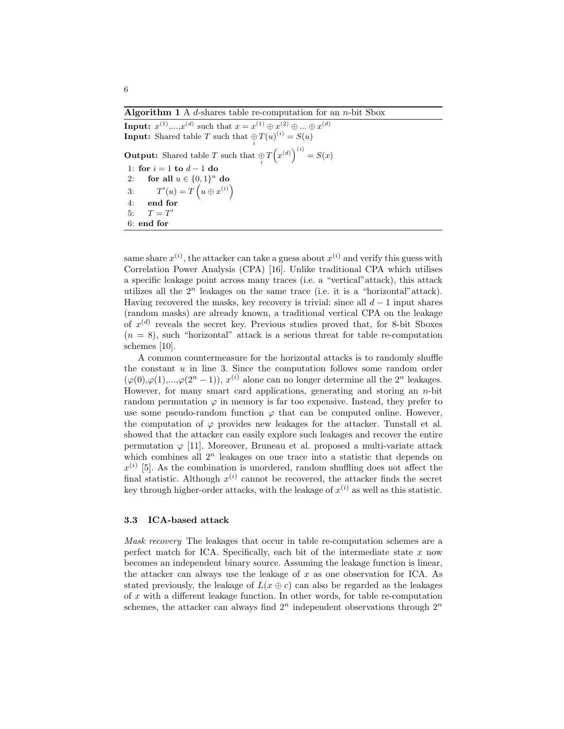**Algorithm 1** A $d$-shares table re-computation for an $n$-bit Sbox

**Input:** $x^{(1)}$,...,$x^{(d)}$ such that $x = x^{(1)} \oplus x^{(2)} \oplus ... \oplus x^{(d)}$
**Input:** Shared table $T$ such that $\bigoplus_i T(u)^{(i)} = S(u)$

**Output:** Shared table $T$ such that $\bigoplus_i T\left(x^{(d)}\right)^{(i)} = S(x)$

```
1: for i = 1 to d − 1 do
2:     for all u ∈ {0,1}^n do
3:         T′(u) = T(u ⊕ x^(i))
4:     end for
5:     T = T′
6: end for
```

same share $x^{(i)}$, the attacker can take a guess about $x^{(i)}$ and verify this guess with Correlation Power Analysis (CPA) [16]. Unlike traditional CPA which utilises a specific leakage point across many traces (i.e. a "vertical"attack), this attack utilizes all the $2^n$ leakages on the same trace (i.e. it is a "horizontal"attack). Having recovered the masks, key recovery is trivial: since all $d-1$ input shares (random masks) are already known, a traditional vertical CPA on the leakage of $x^{(d)}$ reveals the secret key. Previous studies proved that, for 8-bit Sboxes ($n = 8$), such "horizontal" attack is a serious threat for table re-computation schemes [10].

A common countermeasure for the horizontal attacks is to randomly shuffle the constant $u$ in line 3. Since the computation follows some random order $(\varphi(0), \varphi(1), ..., \varphi(2^n - 1))$, $x^{(i)}$ alone can no longer determine all the $2^n$ leakages. However, for many smart card applications, generating and storing an $n$-bit random permutation $\varphi$ in memory is far too expensive. Instead, they prefer to use some pseudo-random function $\varphi$ that can be computed online. However, the computation of $\varphi$ provides new leakages for the attacker. Tunstall et al. showed that the attacker can easily explore such leakages and recover the entire permutation $\varphi$ [11]. Moreover, Bruneau et al. proposed a multi-variate attack which combines all $2^n$ leakages on one trace into a statistic that depends on $x^{(i)}$ [5]. As the combination is unordered, random shuffling does not affect the final statistic. Although $x^{(i)}$ cannot be recovered, the attacker finds the secret key through higher-order attacks, with the leakage of $x^{(i)}$ as well as this statistic.

### 3.3 ICA-based attack

*Mask recovery* The leakages that occur in table re-computation schemes are a perfect match for ICA. Specifically, each bit of the intermediate state $x$ now becomes an independent binary source. Assuming the leakage function is linear, the attacker can always use the leakage of $x$ as one observation for ICA. As stated previously, the leakage of $L(x \oplus c)$ can also be regarded as the leakages of $x$ with a different leakage function. In other words, for table re-computation schemes, the attacker can always find $2^n$ independent observations through $2^n$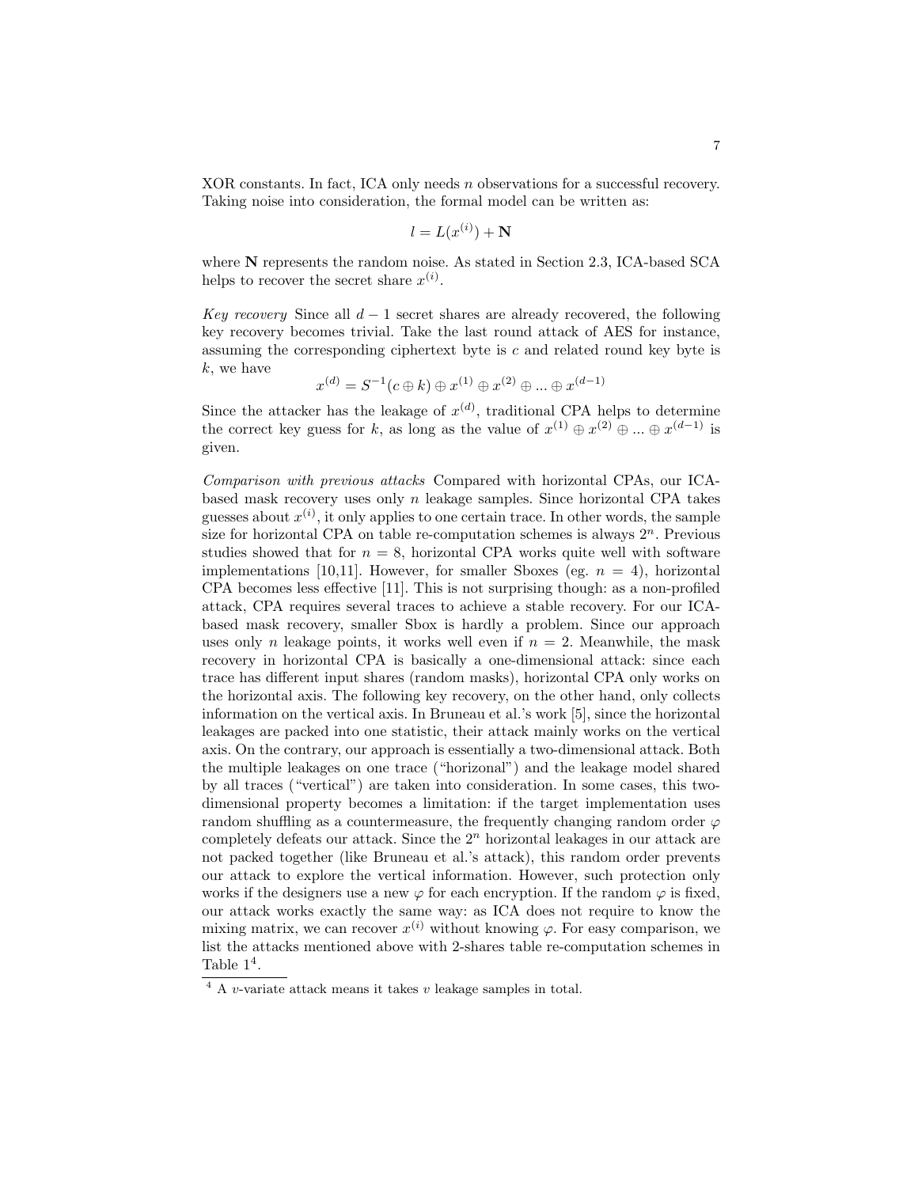XOR constants. In fact, ICA only needs $n$ observations for a successful recovery. Taking noise into consideration, the formal model can be written as:

$$l = L(x^{(i)}) + \mathbf{N}$$

where $\mathbf{N}$ represents the random noise. As stated in Section 2.3, ICA-based SCA helps to recover the secret share $x^{(i)}$.

*Key recovery* Since all $d-1$ secret shares are already recovered, the following key recovery becomes trivial. Take the last round attack of AES for instance, assuming the corresponding ciphertext byte is $c$ and related round key byte is $k$, we have

$$x^{(d)} = S^{-1}(c \oplus k) \oplus x^{(1)} \oplus x^{(2)} \oplus ... \oplus x^{(d-1)}$$

Since the attacker has the leakage of $x^{(d)}$, traditional CPA helps to determine the correct key guess for $k$, as long as the value of $x^{(1)} \oplus x^{(2)} \oplus ... \oplus x^{(d-1)}$ is given.

*Comparison with previous attacks* Compared with horizontal CPAs, our ICA-based mask recovery uses only $n$ leakage samples. Since horizontal CPA takes guesses about $x^{(i)}$, it only applies to one certain trace. In other words, the sample size for horizontal CPA on table re-computation schemes is always $2^n$. Previous studies showed that for $n = 8$, horizontal CPA works quite well with software implementations [10,11]. However, for smaller Sboxes (eg. $n = 4$), horizontal CPA becomes less effective [11]. This is not surprising though: as a non-profiled attack, CPA requires several traces to achieve a stable recovery. For our ICA-based mask recovery, smaller Sbox is hardly a problem. Since our approach uses only $n$ leakage points, it works well even if $n = 2$. Meanwhile, the mask recovery in horizontal CPA is basically a one-dimensional attack: since each trace has different input shares (random masks), horizontal CPA only works on the horizontal axis. The following key recovery, on the other hand, only collects information on the vertical axis. In Bruneau et al.'s work [5], since the horizontal leakages are packed into one statistic, their attack mainly works on the vertical axis. On the contrary, our approach is essentially a two-dimensional attack. Both the multiple leakages on one trace ("horizontal") and the leakage model shared by all traces ("vertical") are taken into consideration. In some cases, this two-dimensional property becomes a limitation: if the target implementation uses random shuffling as a countermeasure, the frequently changing random order $\varphi$ completely defeats our attack. Since the $2^n$ horizontal leakages in our attack are not packed together (like Bruneau et al.'s attack), this random order prevents our attack to explore the vertical information. However, such protection only works if the designers use a new $\varphi$ for each encryption. If the random $\varphi$ is fixed, our attack works exactly the same way: as ICA does not require to know the mixing matrix, we can recover $x^{(i)}$ without knowing $\varphi$. For easy comparison, we list the attacks mentioned above with 2-shares table re-computation schemes in Table 1[4].

[4] A $v$-variate attack means it takes $v$ leakage samples in total.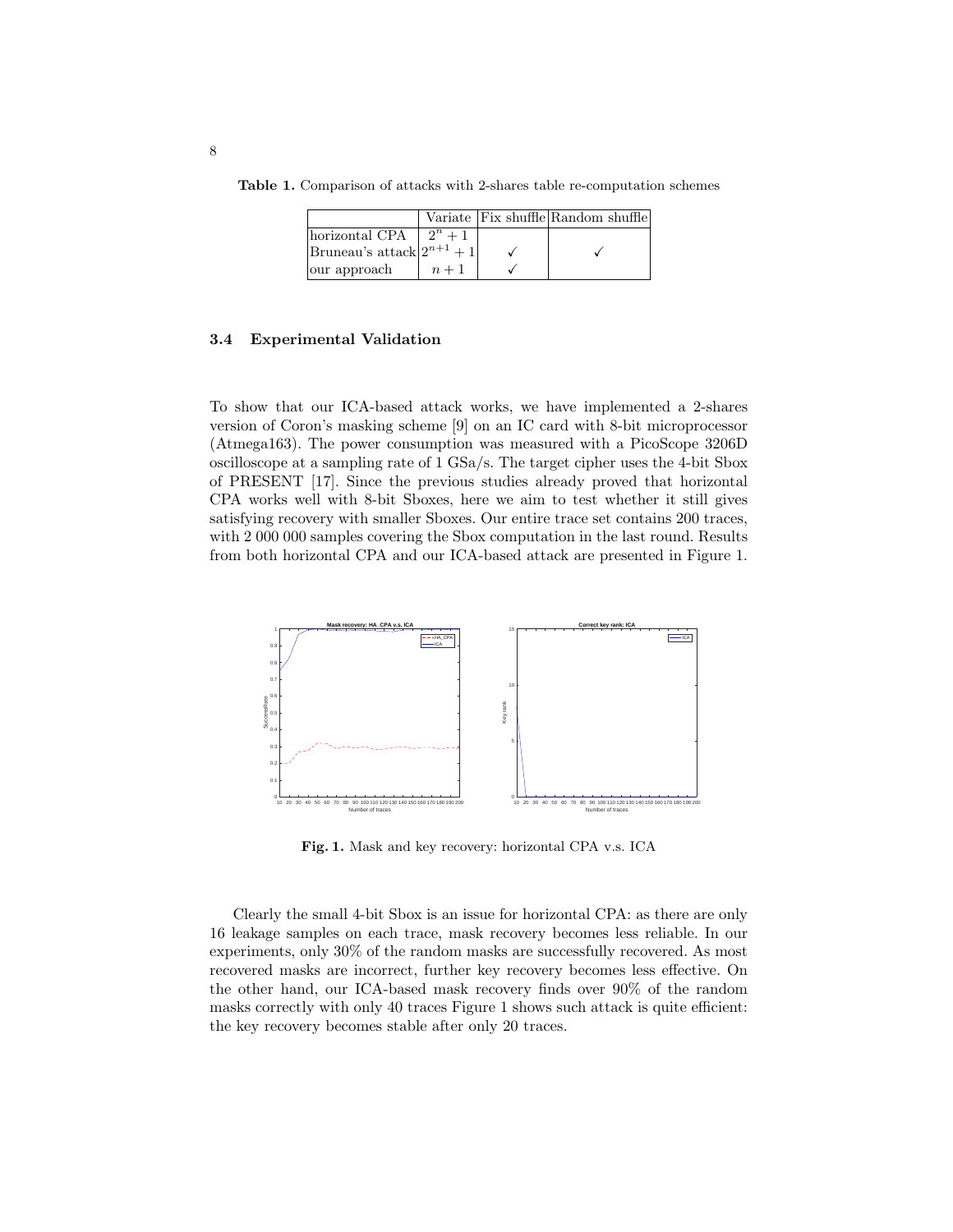**Table 1.** Comparison of attacks with 2-shares table re-computation schemes

| | Variate | Fix shuffle | Random shuffle |
|---|---|---|---|
| horizontal CPA | $2^n + 1$ | | |
| Bruneau's attack | $2^{n+1} + 1$ | ✓ | ✓ |
| our approach | $n + 1$ | ✓ | |

### 3.4 Experimental Validation

To show that our ICA-based attack works, we have implemented a 2-shares version of Coron's masking scheme [9] on an IC card with 8-bit microprocessor (Atmega163). The power consumption was measured with a PicoScope 3206D oscilloscope at a sampling rate of 1 GSa/s. The target cipher uses the 4-bit Sbox of PRESENT [17]. Since the previous studies already proved that horizontal CPA works well with 8-bit Sboxes, here we aim to test whether it still gives satisfying recovery with smaller Sboxes. Our entire trace set contains 200 traces, with 2 000 000 samples covering the Sbox computation in the last round. Results from both horizontal CPA and our ICA-based attack are presented in Figure 1.

**Fig. 1.** Mask and key recovery: horizontal CPA v.s. ICA

Clearly the small 4-bit Sbox is an issue for horizontal CPA: as there are only 16 leakage samples on each trace, mask recovery becomes less reliable. In our experiments, only 30% of the random masks are successfully recovered. As most recovered masks are incorrect, further key recovery becomes less effective. On the other hand, our ICA-based mask recovery finds over 90% of the random masks correctly with only 40 traces Figure 1 shows such attack is quite efficient: the key recovery becomes stable after only 20 traces.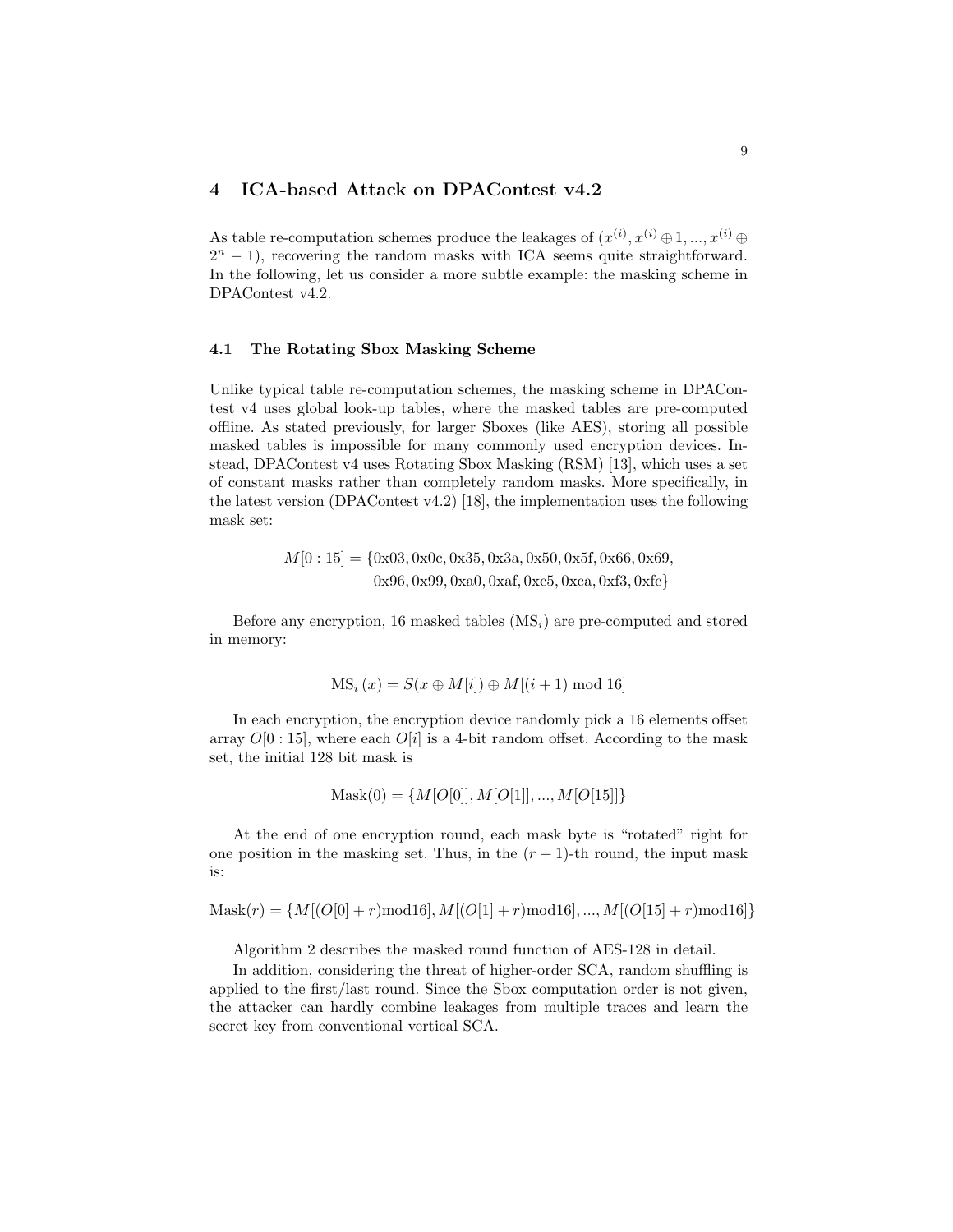## 4 ICA-based Attack on DPAContest v4.2

As table re-computation schemes produce the leakages of $(x^{(i)}, x^{(i)} \oplus 1, ..., x^{(i)} \oplus 2^n - 1)$, recovering the random masks with ICA seems quite straightforward. In the following, let us consider a more subtle example: the masking scheme in DPAContest v4.2.

### 4.1 The Rotating Sbox Masking Scheme

Unlike typical table re-computation schemes, the masking scheme in DPAContest v4 uses global look-up tables, where the masked tables are pre-computed offline. As stated previously, for larger Sboxes (like AES), storing all possible masked tables is impossible for many commonly used encryption devices. Instead, DPAContest v4 uses Rotating Sbox Masking (RSM) [13], which uses a set of constant masks rather than completely random masks. More specifically, in the latest version (DPAContest v4.2) [18], the implementation uses the following mask set:

$$M[0:15] = \{0\text{x}03, 0\text{x}0\text{c}, 0\text{x}35, 0\text{x}3\text{a}, 0\text{x}50, 0\text{x}5\text{f}, 0\text{x}66, 0\text{x}69, \\ 0\text{x}96, 0\text{x}99, 0\text{xa}0, 0\text{xaf}, 0\text{xc}5, 0\text{xca}, 0\text{xf}3, 0\text{xfc}\}$$

Before any encryption, 16 masked tables ($\text{MS}_i$) are pre-computed and stored in memory:

$$\text{MS}_i(x) = S(x \oplus M[i]) \oplus M[(i+1) \bmod 16]$$

In each encryption, the encryption device randomly pick a 16 elements offset array $O[0:15]$, where each $O[i]$ is a 4-bit random offset. According to the mask set, the initial 128 bit mask is

$$\text{Mask}(0) = \{M[O[0]], M[O[1]], ..., M[O[15]]\}$$

At the end of one encryption round, each mask byte is "rotated" right for one position in the masking set. Thus, in the $(r+1)$-th round, the input mask is:

$$\text{Mask}(r) = \{M[(O[0]+r)\text{mod}16], M[(O[1]+r)\text{mod}16], ..., M[(O[15]+r)\text{mod}16]\}$$

Algorithm 2 describes the masked round function of AES-128 in detail.

In addition, considering the threat of higher-order SCA, random shuffling is applied to the first/last round. Since the Sbox computation order is not given, the attacker can hardly combine leakages from multiple traces and learn the secret key from conventional vertical SCA.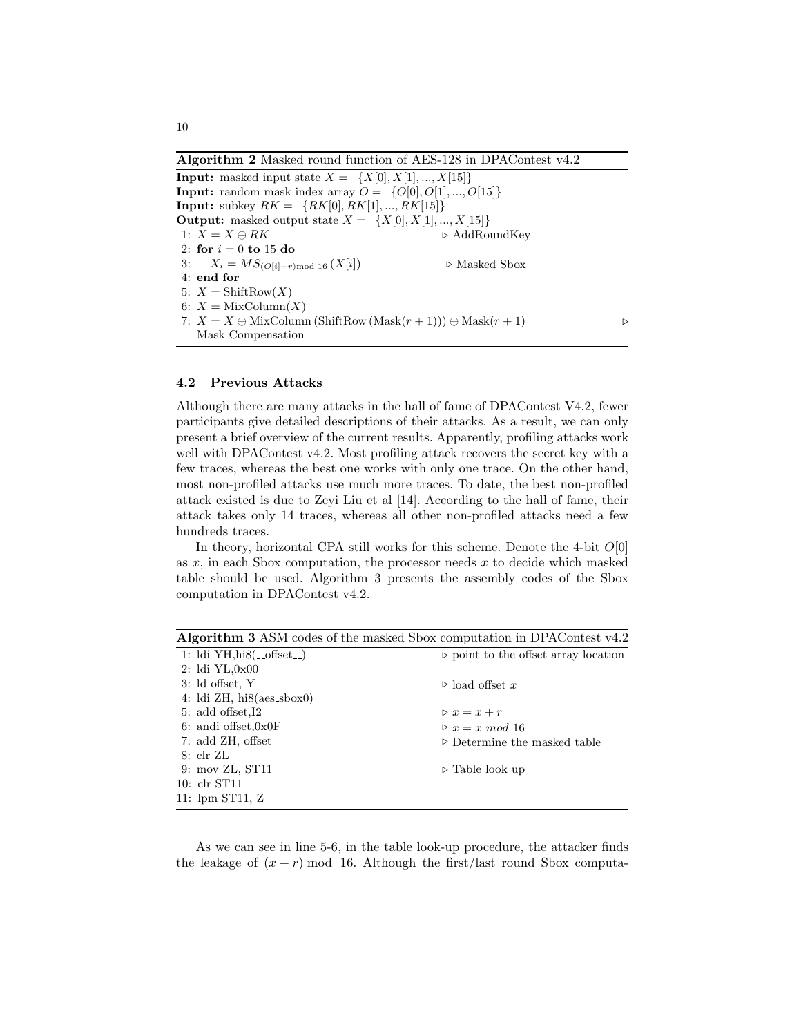**Algorithm 2** Masked round function of AES-128 in DPAContest v4.2

**Input:** masked input state $X = \{X[0], X[1], ..., X[15]\}$
**Input:** random mask index array $O = \{O[0], O[1], ..., O[15]\}$
**Input:** subkey $RK = \{RK[0], RK[1], ..., RK[15]\}$
**Output:** masked output state $X = \{X[0], X[1], ..., X[15]\}$

1: $X = X \oplus RK$ ▷ AddRoundKey
2: **for** $i = 0$ **to** 15 **do**
3: $\quad X_i = MS_{(O[i]+r) \bmod 16}(X[i])$ ▷ Masked Sbox
4: **end for**
5: $X = \text{ShiftRow}(X)$
6: $X = \text{MixColumn}(X)$
7: $X = X \oplus \text{MixColumn}(\text{ShiftRow}(\text{Mask}(r+1))) \oplus \text{Mask}(r+1)$ ▷ Mask Compensation

### 4.2 Previous Attacks

Although there are many attacks in the hall of fame of DPAContest V4.2, fewer participants give detailed descriptions of their attacks. As a result, we can only present a brief overview of the current results. Apparently, profiling attacks work well with DPAContest v4.2. Most profiling attack recovers the secret key with a few traces, whereas the best one works with only one trace. On the other hand, most non-profiled attacks use much more traces. To date, the best non-profiled attack existed is due to Zeyi Liu et al [14]. According to the hall of fame, their attack takes only 14 traces, whereas all other non-profiled attacks need a few hundreds traces.

In theory, horizontal CPA still works for this scheme. Denote the 4-bit $O[0]$ as $x$, in each Sbox computation, the processor needs $x$ to decide which masked table should be used. Algorithm 3 presents the assembly codes of the Sbox computation in DPAContest v4.2.

**Algorithm 3** ASM codes of the masked Sbox computation in DPAContest v4.2

```
1: ldi YH,hi8(__offset__)      ▷ point to the offset array location
2: ldi YL,0x00
3: ld offset, Y                ▷ load offset x
4: ldi ZH, hi8(aes_sbox0)
5: add offset,I2               ▷ x = x + r
6: andi offset,0x0F            ▷ x = x mod 16
7: add ZH, offset              ▷ Determine the masked table
8: clr ZL
9: mov ZL, ST11                ▷ Table look up
10: clr ST11
11: lpm ST11, Z
```

As we can see in line 5-6, in the table look-up procedure, the attacker finds the leakage of $(x + r) \bmod 16$. Although the first/last round Sbox computa-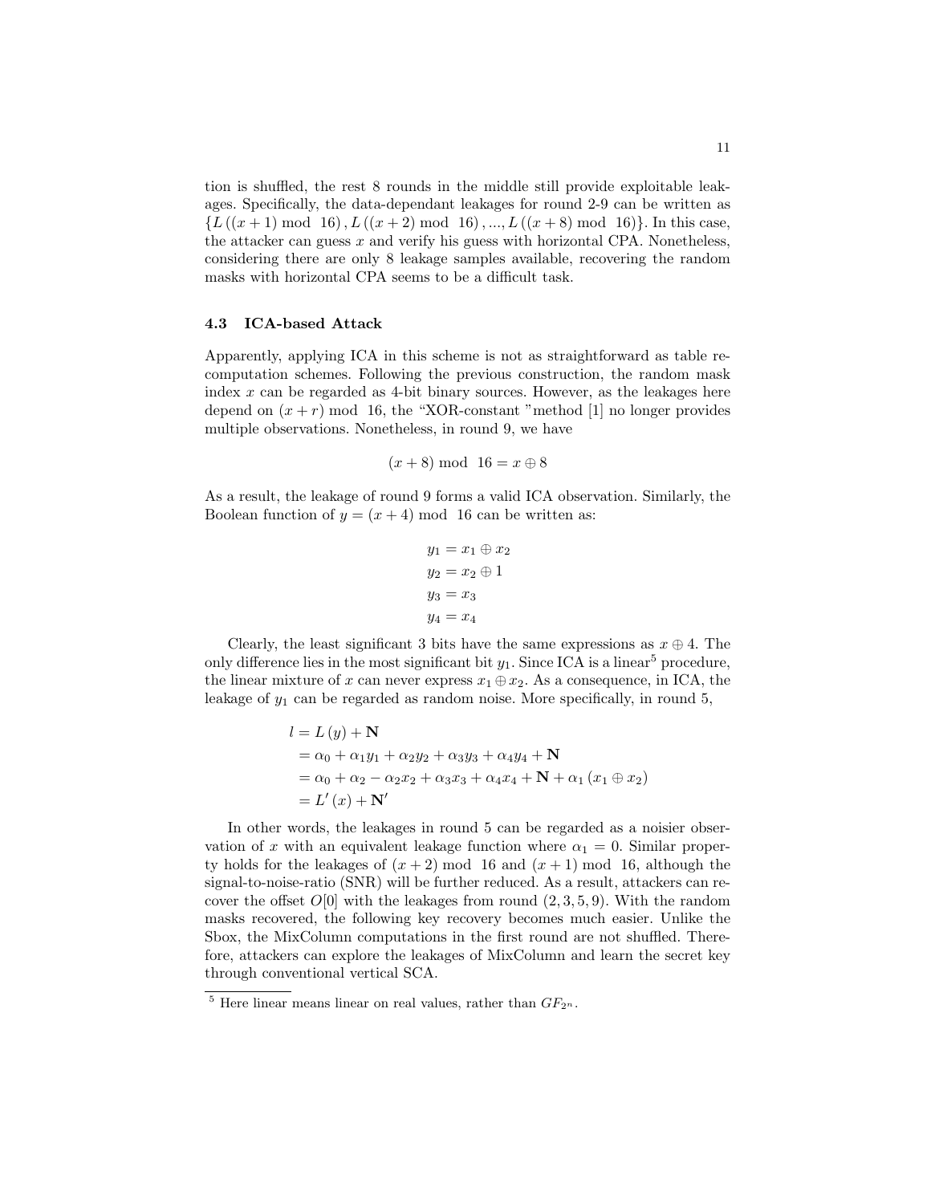tion is shuffled, the rest 8 rounds in the middle still provide exploitable leakages. Specifically, the data-dependant leakages for round 2-9 can be written as $\{L((x+1) \bmod 16), L((x+2) \bmod 16), ..., L((x+8) \bmod 16)\}$. In this case, the attacker can guess $x$ and verify his guess with horizontal CPA. Nonetheless, considering there are only 8 leakage samples available, recovering the random masks with horizontal CPA seems to be a difficult task.

### 4.3 ICA-based Attack

Apparently, applying ICA in this scheme is not as straightforward as table recomputation schemes. Following the previous construction, the random mask index $x$ can be regarded as 4-bit binary sources. However, as the leakages here depend on $(x+r) \bmod 16$, the "XOR-constant "method [1] no longer provides multiple observations. Nonetheless, in round 9, we have

$$(x+8) \bmod 16 = x \oplus 8$$

As a result, the leakage of round 9 forms a valid ICA observation. Similarly, the Boolean function of $y = (x+4) \bmod 16$ can be written as:

$$
\begin{aligned}
y_1 &= x_1 \oplus x_2 \\
y_2 &= x_2 \oplus 1 \\
y_3 &= x_3 \\
y_4 &= x_4
\end{aligned}
$$

Clearly, the least significant 3 bits have the same expressions as $x \oplus 4$. The only difference lies in the most significant bit $y_1$. Since ICA is a linear[5] procedure, the linear mixture of $x$ can never express $x_1 \oplus x_2$. As a consequence, in ICA, the leakage of $y_1$ can be regarded as random noise. More specifically, in round 5,

$$
\begin{aligned}
l &= L(y) + \mathbf{N} \\
&= \alpha_0 + \alpha_1 y_1 + \alpha_2 y_2 + \alpha_3 y_3 + \alpha_4 y_4 + \mathbf{N} \\
&= \alpha_0 + \alpha_2 - \alpha_2 x_2 + \alpha_3 x_3 + \alpha_4 x_4 + \mathbf{N} + \alpha_1 (x_1 \oplus x_2) \\
&= L'(x) + \mathbf{N}'
\end{aligned}
$$

In other words, the leakages in round 5 can be regarded as a noisier observation of $x$ with an equivalent leakage function where $\alpha_1 = 0$. Similar property holds for the leakages of $(x+2) \bmod 16$ and $(x+1) \bmod 16$, although the signal-to-noise-ratio (SNR) will be further reduced. As a result, attackers can recover the offset $O[0]$ with the leakages from round $(2, 3, 5, 9)$. With the random masks recovered, the following key recovery becomes much easier. Unlike the Sbox, the MixColumn computations in the first round are not shuffled. Therefore, attackers can explore the leakages of MixColumn and learn the secret key through conventional vertical SCA.

[5] Here linear means linear on real values, rather than $GF_{2^n}$.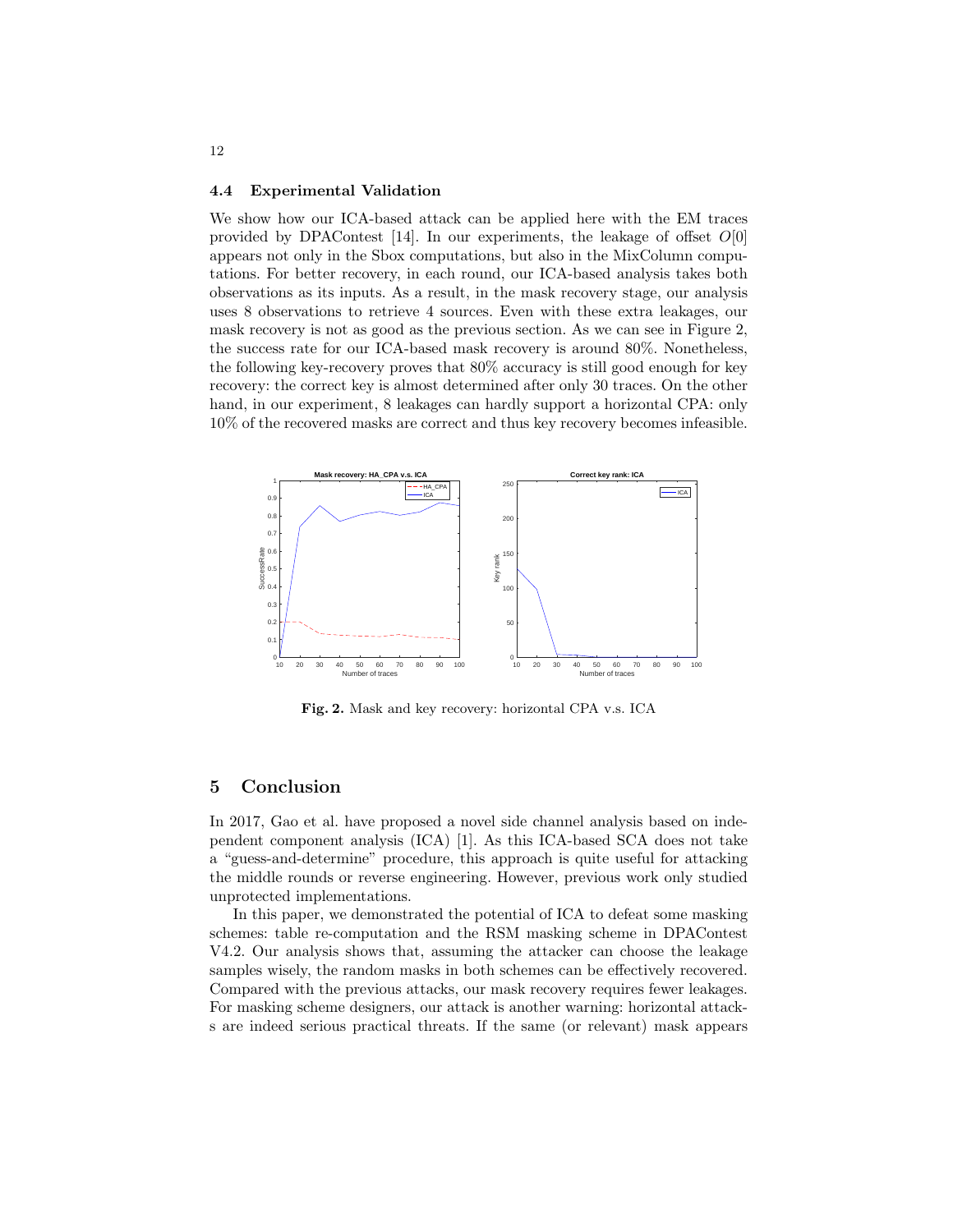### 4.4 Experimental Validation

We show how our ICA-based attack can be applied here with the EM traces provided by DPAContest [14]. In our experiments, the leakage of offset $O[0]$ appears not only in the Sbox computations, but also in the MixColumn computations. For better recovery, in each round, our ICA-based analysis takes both observations as its inputs. As a result, in the mask recovery stage, our analysis uses 8 observations to retrieve 4 sources. Even with these extra leakages, our mask recovery is not as good as the previous section. As we can see in Figure 2, the success rate for our ICA-based mask recovery is around 80%. Nonetheless, the following key-recovery proves that 80% accuracy is still good enough for key recovery: the correct key is almost determined after only 30 traces. On the other hand, in our experiment, 8 leakages can hardly support a horizontal CPA: only 10% of the recovered masks are correct and thus key recovery becomes infeasible.

**Fig. 2.** Mask and key recovery: horizontal CPA v.s. ICA

## 5 Conclusion

In 2017, Gao et al. have proposed a novel side channel analysis based on independent component analysis (ICA) [1]. As this ICA-based SCA does not take a "guess-and-determine" procedure, this approach is quite useful for attacking the middle rounds or reverse engineering. However, previous work only studied unprotected implementations.

In this paper, we demonstrated the potential of ICA to defeat some masking schemes: table re-computation and the RSM masking scheme in DPAContest V4.2. Our analysis shows that, assuming the attacker can choose the leakage samples wisely, the random masks in both schemes can be effectively recovered. Compared with the previous attacks, our mask recovery requires fewer leakages. For masking scheme designers, our attack is another warning: horizontal attacks are indeed serious practical threats. If the same (or relevant) mask appears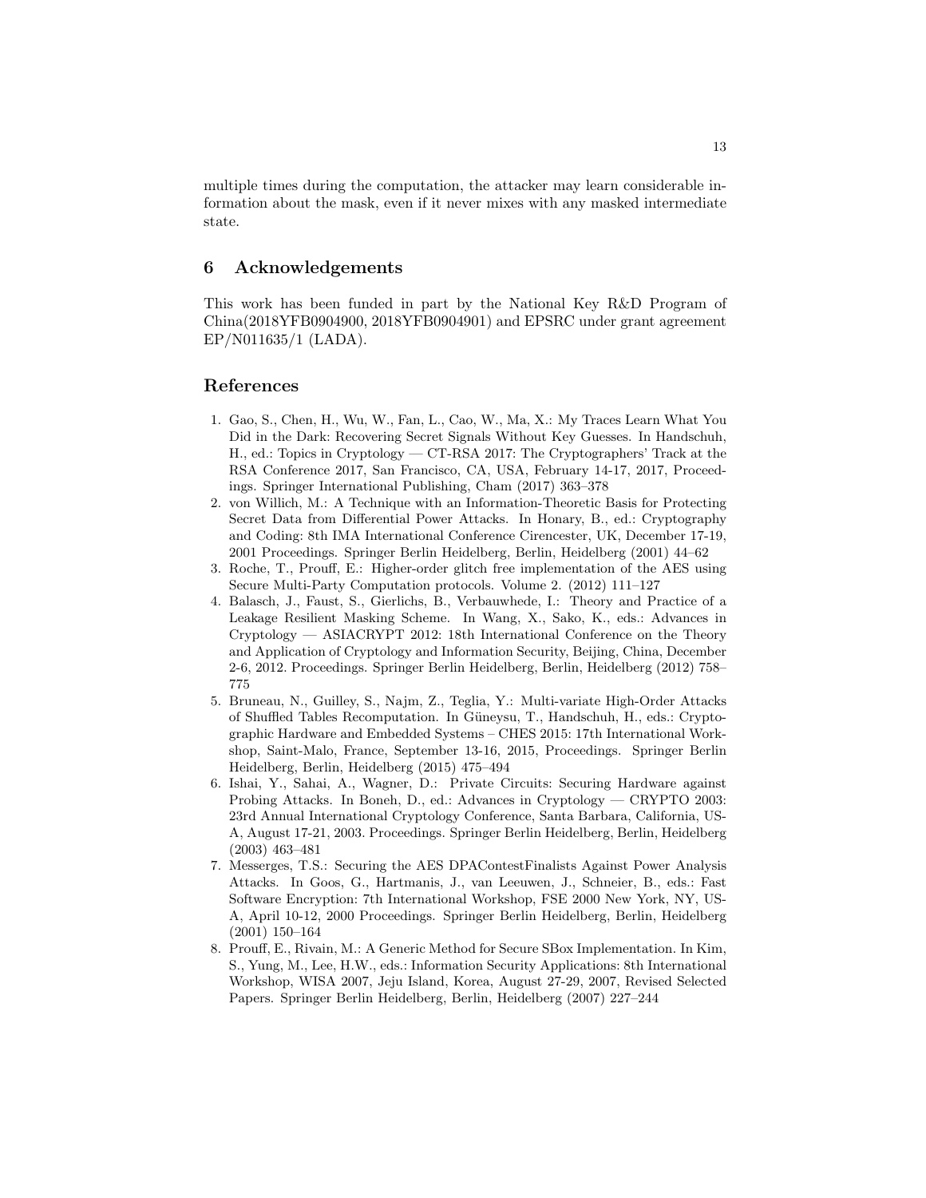multiple times during the computation, the attacker may learn considerable information about the mask, even if it never mixes with any masked intermediate state.

## 6 Acknowledgements

This work has been funded in part by the National Key R&D Program of China(2018YFB0904900, 2018YFB0904901) and EPSRC under grant agreement EP/N011635/1 (LADA).

## References

1. Gao, S., Chen, H., Wu, W., Fan, L., Cao, W., Ma, X.: My Traces Learn What You Did in the Dark: Recovering Secret Signals Without Key Guesses. In Handschuh, H., ed.: Topics in Cryptology — CT-RSA 2017: The Cryptographers' Track at the RSA Conference 2017, San Francisco, CA, USA, February 14-17, 2017, Proceedings. Springer International Publishing, Cham (2017) 363–378
2. von Willich, M.: A Technique with an Information-Theoretic Basis for Protecting Secret Data from Differential Power Attacks. In Honary, B., ed.: Cryptography and Coding: 8th IMA International Conference Cirencester, UK, December 17-19, 2001 Proceedings. Springer Berlin Heidelberg, Berlin, Heidelberg (2001) 44–62
3. Roche, T., Prouff, E.: Higher-order glitch free implementation of the AES using Secure Multi-Party Computation protocols. Volume 2. (2012) 111–127
4. Balasch, J., Faust, S., Gierlichs, B., Verbauwhede, I.: Theory and Practice of a Leakage Resilient Masking Scheme. In Wang, X., Sako, K., eds.: Advances in Cryptology — ASIACRYPT 2012: 18th International Conference on the Theory and Application of Cryptology and Information Security, Beijing, China, December 2-6, 2012. Proceedings. Springer Berlin Heidelberg, Berlin, Heidelberg (2012) 758–775
5. Bruneau, N., Guilley, S., Najm, Z., Teglia, Y.: Multi-variate High-Order Attacks of Shuffled Tables Recomputation. In Güneysu, T., Handschuh, H., eds.: Cryptographic Hardware and Embedded Systems – CHES 2015: 17th International Workshop, Saint-Malo, France, September 13-16, 2015, Proceedings. Springer Berlin Heidelberg, Berlin, Heidelberg (2015) 475–494
6. Ishai, Y., Sahai, A., Wagner, D.: Private Circuits: Securing Hardware against Probing Attacks. In Boneh, D., ed.: Advances in Cryptology — CRYPTO 2003: 23rd Annual International Cryptology Conference, Santa Barbara, California, USA, August 17-21, 2003. Proceedings. Springer Berlin Heidelberg, Berlin, Heidelberg (2003) 463–481
7. Messerges, T.S.: Securing the AES DPAContestFinalists Against Power Analysis Attacks. In Goos, G., Hartmanis, J., van Leeuwen, J., Schneier, B., eds.: Fast Software Encryption: 7th International Workshop, FSE 2000 New York, NY, USA, April 10-12, 2000 Proceedings. Springer Berlin Heidelberg, Berlin, Heidelberg (2001) 150–164
8. Prouff, E., Rivain, M.: A Generic Method for Secure SBox Implementation. In Kim, S., Yung, M., Lee, H.W., eds.: Information Security Applications: 8th International Workshop, WISA 2007, Jeju Island, Korea, August 27-29, 2007, Revised Selected Papers. Springer Berlin Heidelberg, Berlin, Heidelberg (2007) 227–244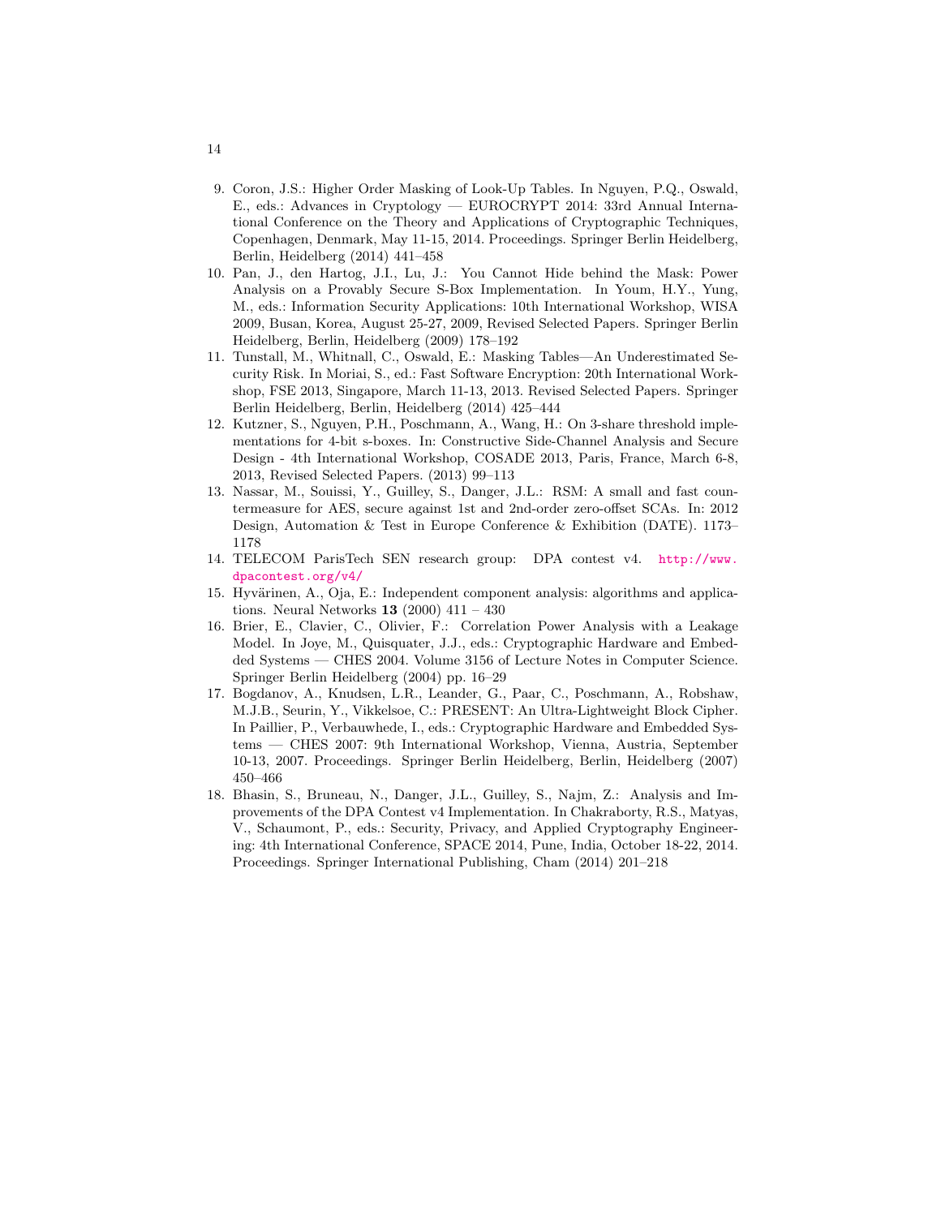9. Coron, J.S.: Higher Order Masking of Look-Up Tables. In Nguyen, P.Q., Oswald, E., eds.: Advances in Cryptology — EUROCRYPT 2014: 33rd Annual International Conference on the Theory and Applications of Cryptographic Techniques, Copenhagen, Denmark, May 11-15, 2014. Proceedings. Springer Berlin Heidelberg, Berlin, Heidelberg (2014) 441–458
10. Pan, J., den Hartog, J.I., Lu, J.: You Cannot Hide behind the Mask: Power Analysis on a Provably Secure S-Box Implementation. In Youm, H.Y., Yung, M., eds.: Information Security Applications: 10th International Workshop, WISA 2009, Busan, Korea, August 25-27, 2009, Revised Selected Papers. Springer Berlin Heidelberg, Berlin, Heidelberg (2009) 178–192
11. Tunstall, M., Whitnall, C., Oswald, E.: Masking Tables—An Underestimated Security Risk. In Moriai, S., ed.: Fast Software Encryption: 20th International Workshop, FSE 2013, Singapore, March 11-13, 2013. Revised Selected Papers. Springer Berlin Heidelberg, Berlin, Heidelberg (2014) 425–444
12. Kutzner, S., Nguyen, P.H., Poschmann, A., Wang, H.: On 3-share threshold implementations for 4-bit s-boxes. In: Constructive Side-Channel Analysis and Secure Design - 4th International Workshop, COSADE 2013, Paris, France, March 6-8, 2013, Revised Selected Papers. (2013) 99–113
13. Nassar, M., Souissi, Y., Guilley, S., Danger, J.L.: RSM: A small and fast countermeasure for AES, secure against 1st and 2nd-order zero-offset SCAs. In: 2012 Design, Automation & Test in Europe Conference & Exhibition (DATE). 1173–1178
14. TELECOM ParisTech SEN research group: DPA contest v4. http://www.dpacontest.org/v4/
15. Hyvärinen, A., Oja, E.: Independent component analysis: algorithms and applications. Neural Networks **13** (2000) 411 – 430
16. Brier, E., Clavier, C., Olivier, F.: Correlation Power Analysis with a Leakage Model. In Joye, M., Quisquater, J.J., eds.: Cryptographic Hardware and Embedded Systems — CHES 2004. Volume 3156 of Lecture Notes in Computer Science. Springer Berlin Heidelberg (2004) pp. 16–29
17. Bogdanov, A., Knudsen, L.R., Leander, G., Paar, C., Poschmann, A., Robshaw, M.J.B., Seurin, Y., Vikkelsoe, C.: PRESENT: An Ultra-Lightweight Block Cipher. In Paillier, P., Verbauwhede, I., eds.: Cryptographic Hardware and Embedded Systems — CHES 2007: 9th International Workshop, Vienna, Austria, September 10-13, 2007. Proceedings. Springer Berlin Heidelberg, Berlin, Heidelberg (2007) 450–466
18. Bhasin, S., Bruneau, N., Danger, J.L., Guilley, S., Najm, Z.: Analysis and Improvements of the DPA Contest v4 Implementation. In Chakraborty, R.S., Matyas, V., Schaumont, P., eds.: Security, Privacy, and Applied Cryptography Engineering: 4th International Conference, SPACE 2014, Pune, India, October 18-22, 2014. Proceedings. Springer International Publishing, Cham (2014) 201–218